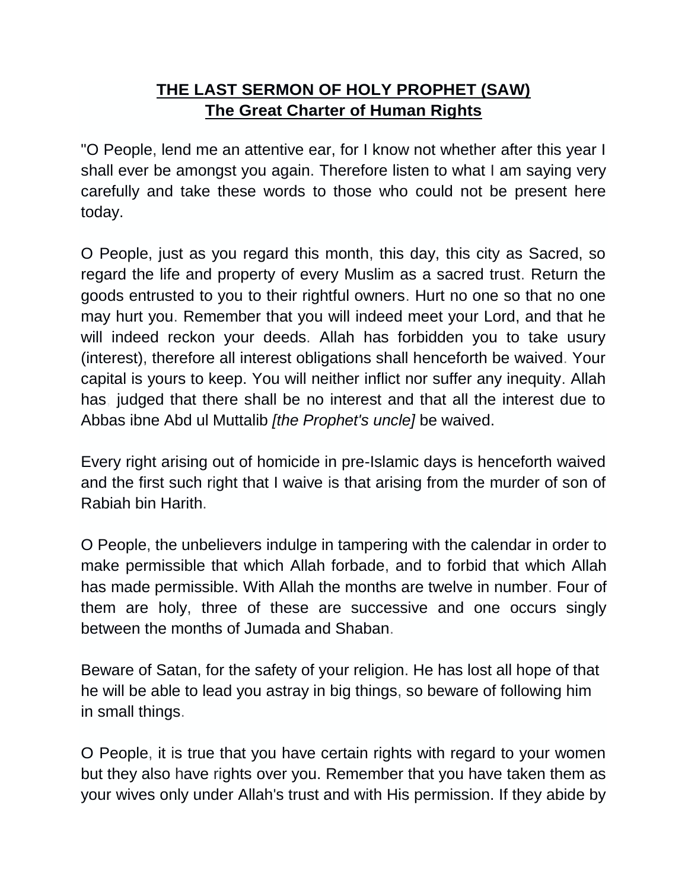# THE LAST SERMON OF HOLY PROPHET (SAW)
## The Great Charter of Human Rights

"O People, lend me an attentive ear, for I know not whether after this year I shall ever be amongst you again. Therefore listen to what I am saying very carefully and take these words to those who could not be present here today.

O People, just as you regard this month, this day, this city as Sacred, so regard the life and property of every Muslim as a sacred trust. Return the goods entrusted to you to their rightful owners. Hurt no one so that no one may hurt you. Remember that you will indeed meet your Lord, and that he will indeed reckon your deeds. Allah has forbidden you to take usury (interest), therefore all interest obligations shall henceforth be waived. Your capital is yours to keep. You will neither inflict nor suffer any inequity. Allah has, judged that there shall be no interest and that all the interest due to Abbas ibne Abd ul Muttalib *[the Prophet's uncle]* be waived.

Every right arising out of homicide in pre-Islamic days is henceforth waived and the first such right that I waive is that arising from the murder of son of Rabiah bin Harith.

O People, the unbelievers indulge in tampering with the calendar in order to make permissible that which Allah forbade, and to forbid that which Allah has made permissible. With Allah the months are twelve in number. Four of them are holy, three of these are successive and one occurs singly between the months of Jumada and Shaban.

Beware of Satan, for the safety of your religion. He has lost all hope of that he will be able to lead you astray in big things, so beware of following him in small things.

O People, it is true that you have certain rights with regard to your women but they also have rights over you. Remember that you have taken them as your wives only under Allah's trust and with His permission. If they abide by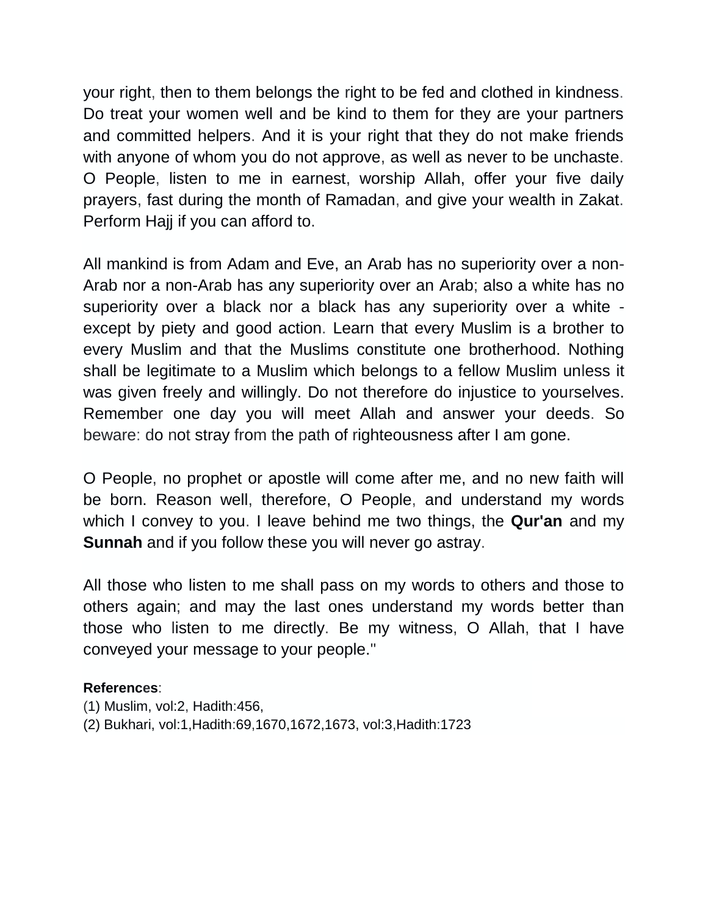your right, then to them belongs the right to be fed and clothed in kindness. Do treat your women well and be kind to them for they are your partners and committed helpers. And it is your right that they do not make friends with anyone of whom you do not approve, as well as never to be unchaste. O People, listen to me in earnest, worship Allah, offer your five daily prayers, fast during the month of Ramadan, and give your wealth in Zakat. Perform Hajj if you can afford to.

All mankind is from Adam and Eve, an Arab has no superiority over a non-Arab nor a non-Arab has any superiority over an Arab; also a white has no superiority over a black nor a black has any superiority over a white - except by piety and good action. Learn that every Muslim is a brother to every Muslim and that the Muslims constitute one brotherhood. Nothing shall be legitimate to a Muslim which belongs to a fellow Muslim unless it was given freely and willingly. Do not therefore do injustice to yourselves. Remember one day you will meet Allah and answer your deeds. So beware: do not stray from the path of righteousness after I am gone.

O People, no prophet or apostle will come after me, and no new faith will be born. Reason well, therefore, O People, and understand my words which I convey to you. I leave behind me two things, the **Qur'an** and my **Sunnah** and if you follow these you will never go astray.

All those who listen to me shall pass on my words to others and those to others again; and may the last ones understand my words better than those who listen to me directly. Be my witness, O Allah, that I have conveyed your message to your people."

**References**:

(1) Muslim, vol:2, Hadith:456,

(2) Bukhari, vol:1,Hadith:69,1670,1672,1673, vol:3,Hadith:1723